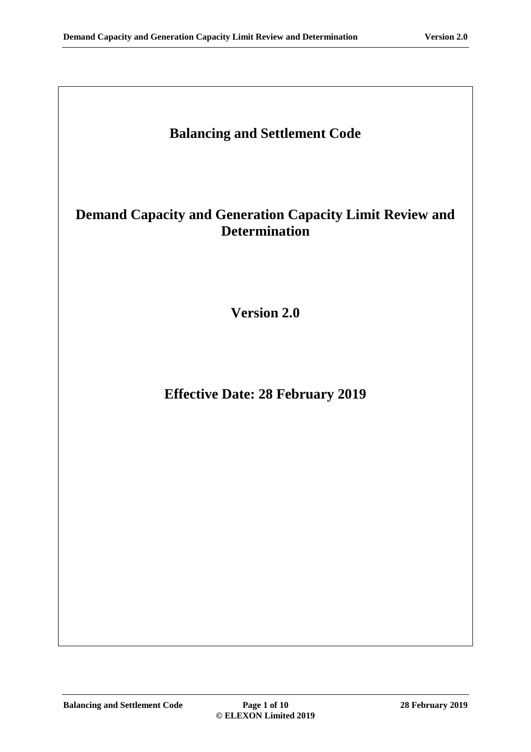# Balancing and Settlement Code

# Demand Capacity and Generation Capacity Limit Review and Determination

## Version 2.0

## Effective Date: 28 February 2019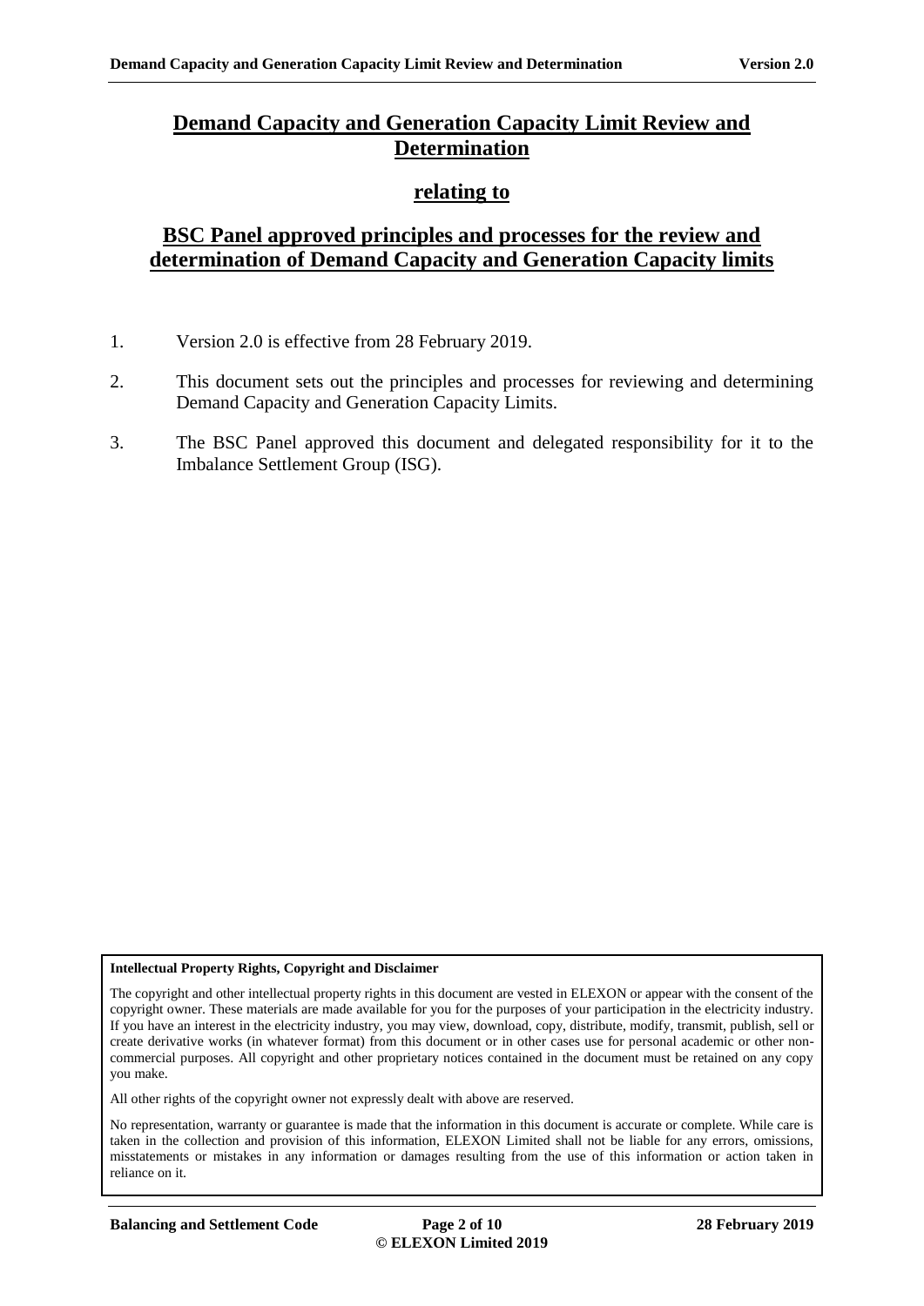# Demand Capacity and Generation Capacity Limit Review and Determination

## relating to

## BSC Panel approved principles and processes for the review and determination of Demand Capacity and Generation Capacity limits

1. Version 2.0 is effective from 28 February 2019.
2. This document sets out the principles and processes for reviewing and determining Demand Capacity and Generation Capacity Limits.
3. The BSC Panel approved this document and delegated responsibility for it to the Imbalance Settlement Group (ISG).

**Intellectual Property Rights, Copyright and Disclaimer**

The copyright and other intellectual property rights in this document are vested in ELEXON or appear with the consent of the copyright owner. These materials are made available for you for the purposes of your participation in the electricity industry. If you have an interest in the electricity industry, you may view, download, copy, distribute, modify, transmit, publish, sell or create derivative works (in whatever format) from this document or in other cases use for personal academic or other non-commercial purposes. All copyright and other proprietary notices contained in the document must be retained on any copy you make.

All other rights of the copyright owner not expressly dealt with above are reserved.

No representation, warranty or guarantee is made that the information in this document is accurate or complete. While care is taken in the collection and provision of this information, ELEXON Limited shall not be liable for any errors, omissions, misstatements or mistakes in any information or damages resulting from the use of this information or action taken in reliance on it.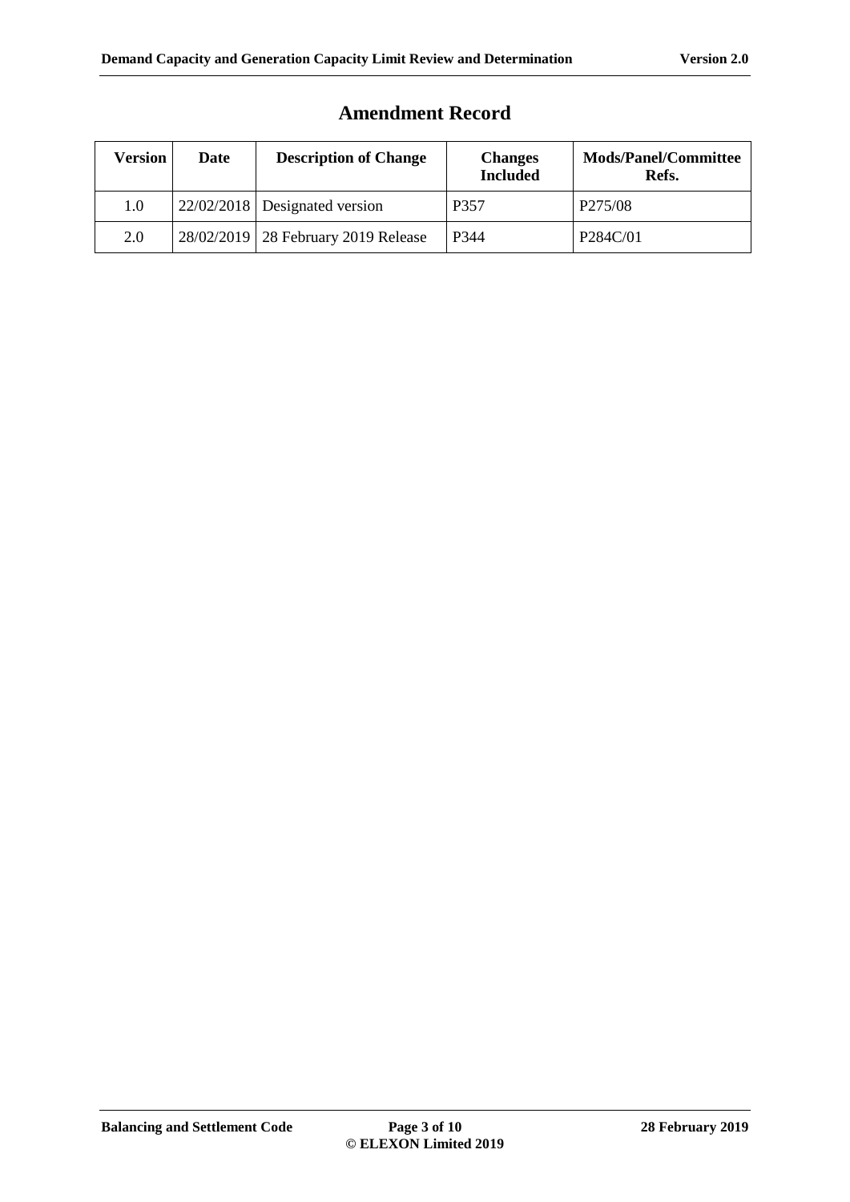# Amendment Record

| Version | Date | Description of Change | Changes Included | Mods/Panel/Committee Refs. |
|---|---|---|---|---|
| 1.0 | 22/02/2018 | Designated version | P357 | P275/08 |
| 2.0 | 28/02/2019 | 28 February 2019 Release | P344 | P284C/01 |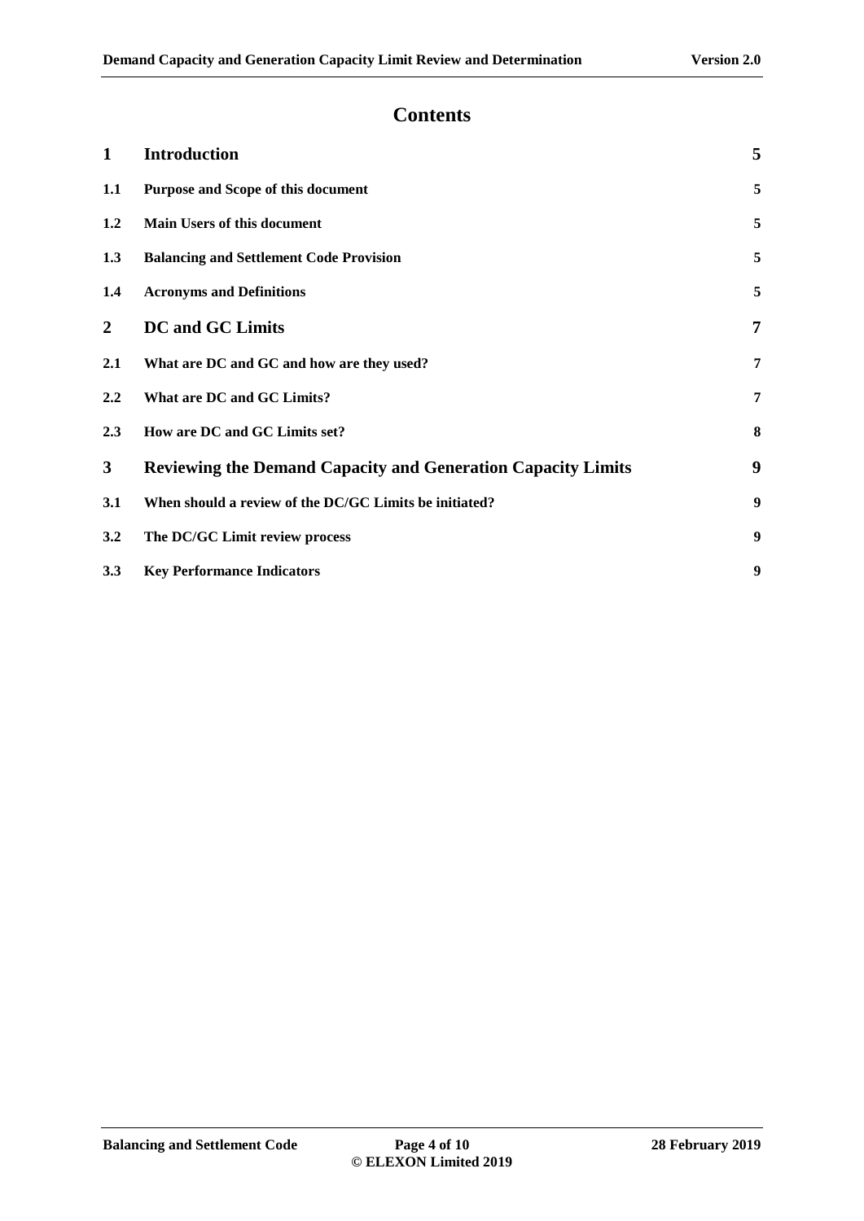# Contents

| | | |
|---|---|---|
| **1** | **Introduction** | **5** |
| **1.1** | **Purpose and Scope of this document** | **5** |
| **1.2** | **Main Users of this document** | **5** |
| **1.3** | **Balancing and Settlement Code Provision** | **5** |
| **1.4** | **Acronyms and Definitions** | **5** |
| **2** | **DC and GC Limits** | **7** |
| **2.1** | **What are DC and GC and how are they used?** | **7** |
| **2.2** | **What are DC and GC Limits?** | **7** |
| **2.3** | **How are DC and GC Limits set?** | **8** |
| **3** | **Reviewing the Demand Capacity and Generation Capacity Limits** | **9** |
| **3.1** | **When should a review of the DC/GC Limits be initiated?** | **9** |
| **3.2** | **The DC/GC Limit review process** | **9** |
| **3.3** | **Key Performance Indicators** | **9** |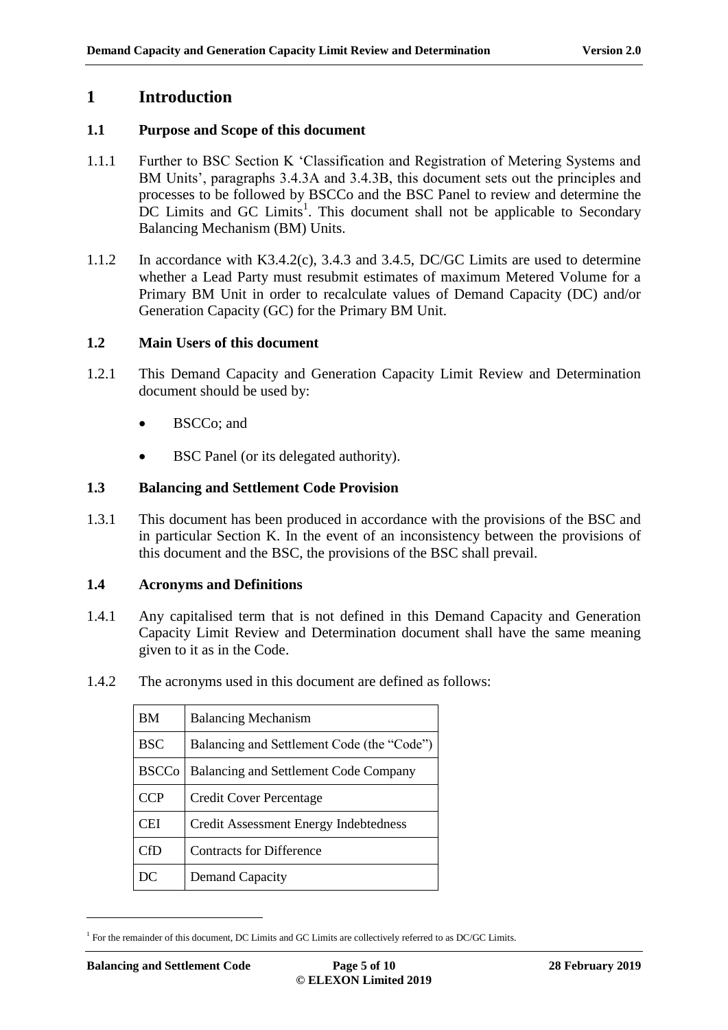# 1 Introduction

## 1.1 Purpose and Scope of this document

1.1.1 Further to BSC Section K 'Classification and Registration of Metering Systems and BM Units', paragraphs 3.4.3A and 3.4.3B, this document sets out the principles and processes to be followed by BSCCo and the BSC Panel to review and determine the DC Limits and GC Limits[1]. This document shall not be applicable to Secondary Balancing Mechanism (BM) Units.

1.1.2 In accordance with K3.4.2(c), 3.4.3 and 3.4.5, DC/GC Limits are used to determine whether a Lead Party must resubmit estimates of maximum Metered Volume for a Primary BM Unit in order to recalculate values of Demand Capacity (DC) and/or Generation Capacity (GC) for the Primary BM Unit.

## 1.2 Main Users of this document

1.2.1 This Demand Capacity and Generation Capacity Limit Review and Determination document should be used by:

- BSCCo; and
- BSC Panel (or its delegated authority).

## 1.3 Balancing and Settlement Code Provision

1.3.1 This document has been produced in accordance with the provisions of the BSC and in particular Section K. In the event of an inconsistency between the provisions of this document and the BSC, the provisions of the BSC shall prevail.

## 1.4 Acronyms and Definitions

1.4.1 Any capitalised term that is not defined in this Demand Capacity and Generation Capacity Limit Review and Determination document shall have the same meaning given to it as in the Code.

1.4.2 The acronyms used in this document are defined as follows:

| BM | Balancing Mechanism |
|---|---|
| BSC | Balancing and Settlement Code (the "Code") |
| BSCCo | Balancing and Settlement Code Company |
| CCP | Credit Cover Percentage |
| CEI | Credit Assessment Energy Indebtedness |
| CfD | Contracts for Difference |
| DC | Demand Capacity |

[1] For the remainder of this document, DC Limits and GC Limits are collectively referred to as DC/GC Limits.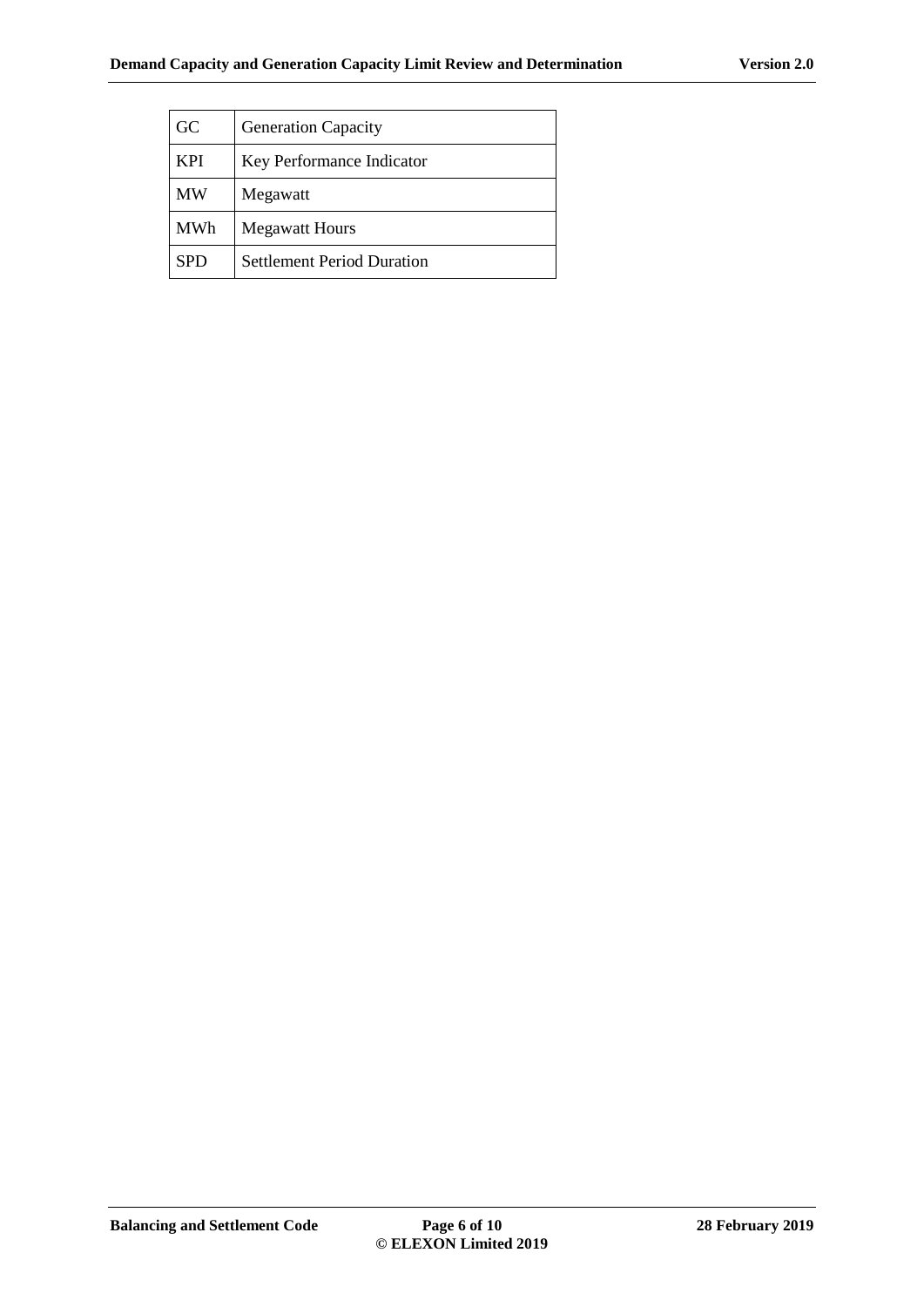| GC | Generation Capacity |
|---|---|
| KPI | Key Performance Indicator |
| MW | Megawatt |
| MWh | Megawatt Hours |
| SPD | Settlement Period Duration |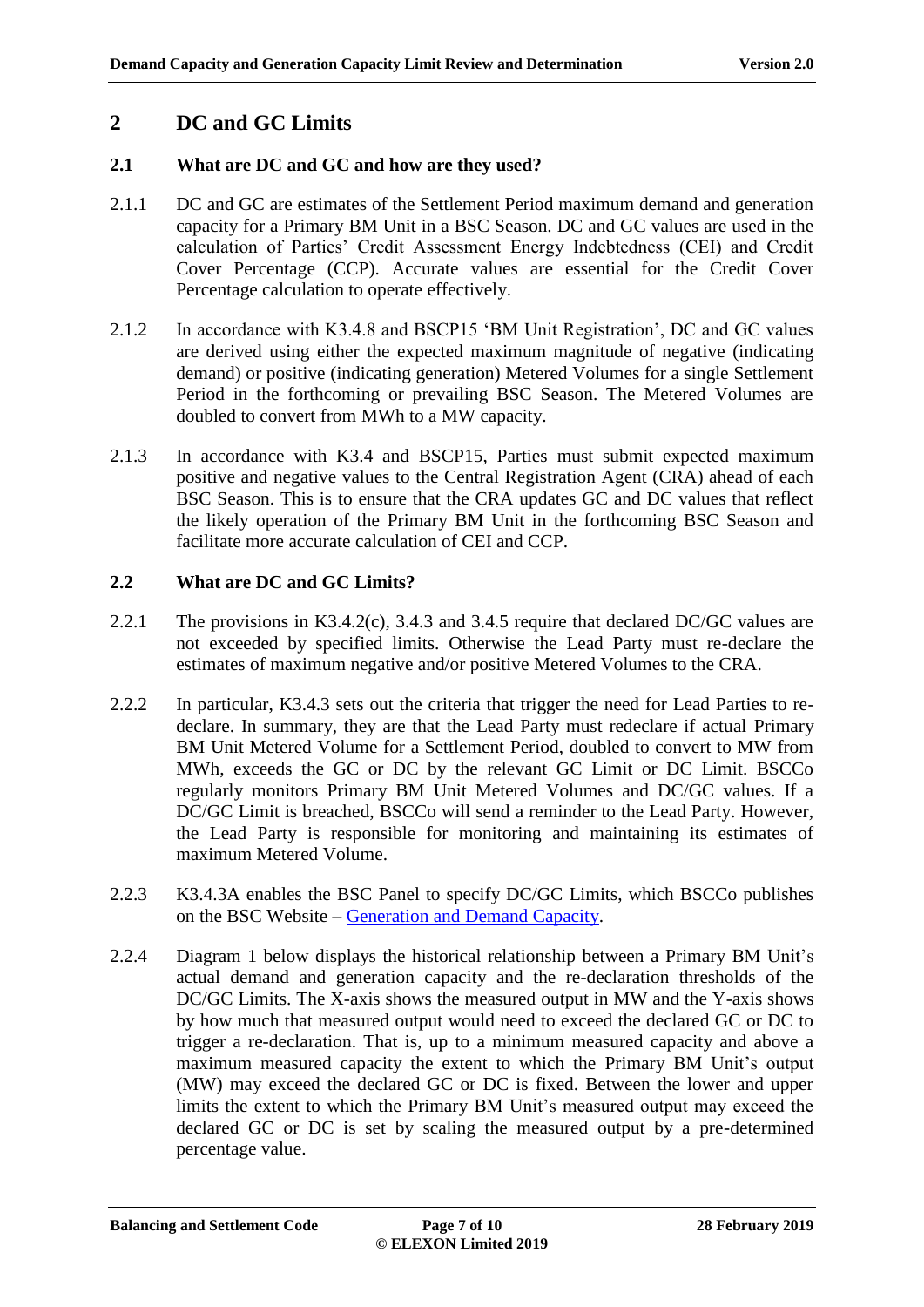# 2 DC and GC Limits

## 2.1 What are DC and GC and how are they used?

2.1.1 DC and GC are estimates of the Settlement Period maximum demand and generation capacity for a Primary BM Unit in a BSC Season. DC and GC values are used in the calculation of Parties' Credit Assessment Energy Indebtedness (CEI) and Credit Cover Percentage (CCP). Accurate values are essential for the Credit Cover Percentage calculation to operate effectively.

2.1.2 In accordance with K3.4.8 and BSCP15 'BM Unit Registration', DC and GC values are derived using either the expected maximum magnitude of negative (indicating demand) or positive (indicating generation) Metered Volumes for a single Settlement Period in the forthcoming or prevailing BSC Season. The Metered Volumes are doubled to convert from MWh to a MW capacity.

2.1.3 In accordance with K3.4 and BSCP15, Parties must submit expected maximum positive and negative values to the Central Registration Agent (CRA) ahead of each BSC Season. This is to ensure that the CRA updates GC and DC values that reflect the likely operation of the Primary BM Unit in the forthcoming BSC Season and facilitate more accurate calculation of CEI and CCP.

## 2.2 What are DC and GC Limits?

2.2.1 The provisions in K3.4.2(c), 3.4.3 and 3.4.5 require that declared DC/GC values are not exceeded by specified limits. Otherwise the Lead Party must re-declare the estimates of maximum negative and/or positive Metered Volumes to the CRA.

2.2.2 In particular, K3.4.3 sets out the criteria that trigger the need for Lead Parties to re-declare. In summary, they are that the Lead Party must redeclare if actual Primary BM Unit Metered Volume for a Settlement Period, doubled to convert to MW from MWh, exceeds the GC or DC by the relevant GC Limit or DC Limit. BSCCo regularly monitors Primary BM Unit Metered Volumes and DC/GC values. If a DC/GC Limit is breached, BSCCo will send a reminder to the Lead Party. However, the Lead Party is responsible for monitoring and maintaining its estimates of maximum Metered Volume.

2.2.3 K3.4.3A enables the BSC Panel to specify DC/GC Limits, which BSCCo publishes on the BSC Website – Generation and Demand Capacity.

2.2.4 Diagram 1 below displays the historical relationship between a Primary BM Unit's actual demand and generation capacity and the re-declaration thresholds of the DC/GC Limits. The X-axis shows the measured output in MW and the Y-axis shows by how much that measured output would need to exceed the declared GC or DC to trigger a re-declaration. That is, up to a minimum measured capacity and above a maximum measured capacity the extent to which the Primary BM Unit's output (MW) may exceed the declared GC or DC is fixed. Between the lower and upper limits the extent to which the Primary BM Unit's measured output may exceed the declared GC or DC is set by scaling the measured output by a pre-determined percentage value.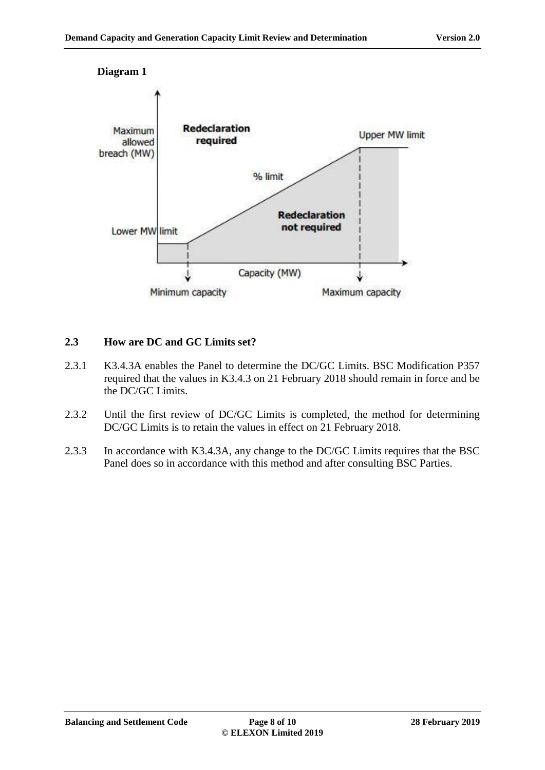**Diagram 1**

Maximum allowed breach (MW)

Redeclaration required

Upper MW limit

% limit

Redeclaration not required

Lower MW limit

Capacity (MW)

Minimum capacity

Maximum capacity

## 2.3 How are DC and GC Limits set?

2.3.1 K3.4.3A enables the Panel to determine the DC/GC Limits. BSC Modification P357 required that the values in K3.4.3 on 21 February 2018 should remain in force and be the DC/GC Limits.

2.3.2 Until the first review of DC/GC Limits is completed, the method for determining DC/GC Limits is to retain the values in effect on 21 February 2018.

2.3.3 In accordance with K3.4.3A, any change to the DC/GC Limits requires that the BSC Panel does so in accordance with this method and after consulting BSC Parties.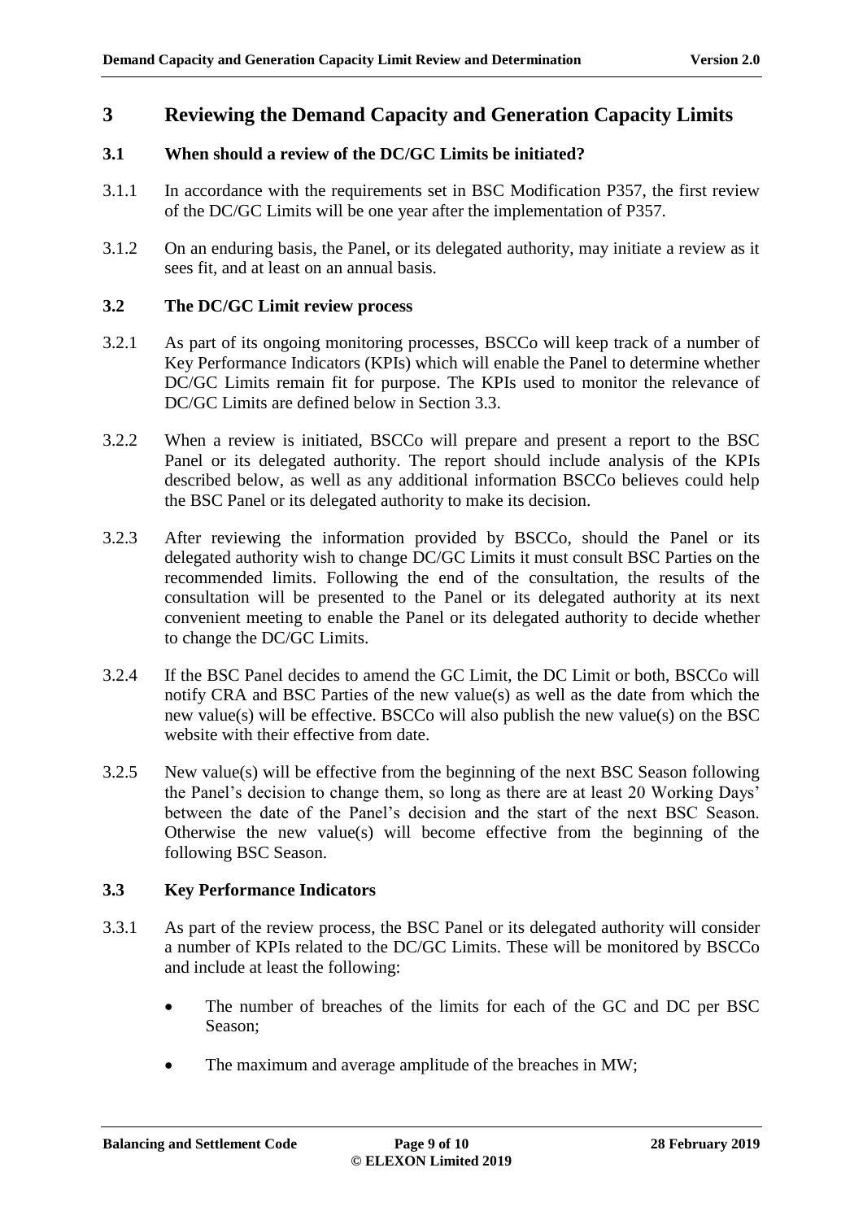# 3 Reviewing the Demand Capacity and Generation Capacity Limits

## 3.1 When should a review of the DC/GC Limits be initiated?

3.1.1 In accordance with the requirements set in BSC Modification P357, the first review of the DC/GC Limits will be one year after the implementation of P357.

3.1.2 On an enduring basis, the Panel, or its delegated authority, may initiate a review as it sees fit, and at least on an annual basis.

## 3.2 The DC/GC Limit review process

3.2.1 As part of its ongoing monitoring processes, BSCCo will keep track of a number of Key Performance Indicators (KPIs) which will enable the Panel to determine whether DC/GC Limits remain fit for purpose. The KPIs used to monitor the relevance of DC/GC Limits are defined below in Section 3.3.

3.2.2 When a review is initiated, BSCCo will prepare and present a report to the BSC Panel or its delegated authority. The report should include analysis of the KPIs described below, as well as any additional information BSCCo believes could help the BSC Panel or its delegated authority to make its decision.

3.2.3 After reviewing the information provided by BSCCo, should the Panel or its delegated authority wish to change DC/GC Limits it must consult BSC Parties on the recommended limits. Following the end of the consultation, the results of the consultation will be presented to the Panel or its delegated authority at its next convenient meeting to enable the Panel or its delegated authority to decide whether to change the DC/GC Limits.

3.2.4 If the BSC Panel decides to amend the GC Limit, the DC Limit or both, BSCCo will notify CRA and BSC Parties of the new value(s) as well as the date from which the new value(s) will be effective. BSCCo will also publish the new value(s) on the BSC website with their effective from date.

3.2.5 New value(s) will be effective from the beginning of the next BSC Season following the Panel's decision to change them, so long as there are at least 20 Working Days' between the date of the Panel's decision and the start of the next BSC Season. Otherwise the new value(s) will become effective from the beginning of the following BSC Season.

## 3.3 Key Performance Indicators

3.3.1 As part of the review process, the BSC Panel or its delegated authority will consider a number of KPIs related to the DC/GC Limits. These will be monitored by BSCCo and include at least the following:

- The number of breaches of the limits for each of the GC and DC per BSC Season;
- The maximum and average amplitude of the breaches in MW;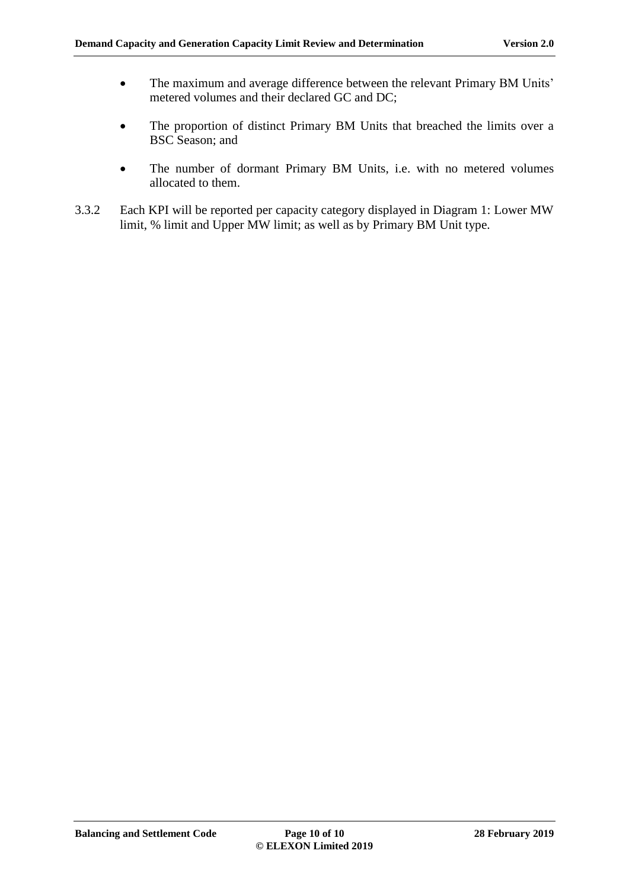- The maximum and average difference between the relevant Primary BM Units' metered volumes and their declared GC and DC;
- The proportion of distinct Primary BM Units that breached the limits over a BSC Season; and
- The number of dormant Primary BM Units, i.e. with no metered volumes allocated to them.

3.3.2 Each KPI will be reported per capacity category displayed in Diagram 1: Lower MW limit, % limit and Upper MW limit; as well as by Primary BM Unit type.